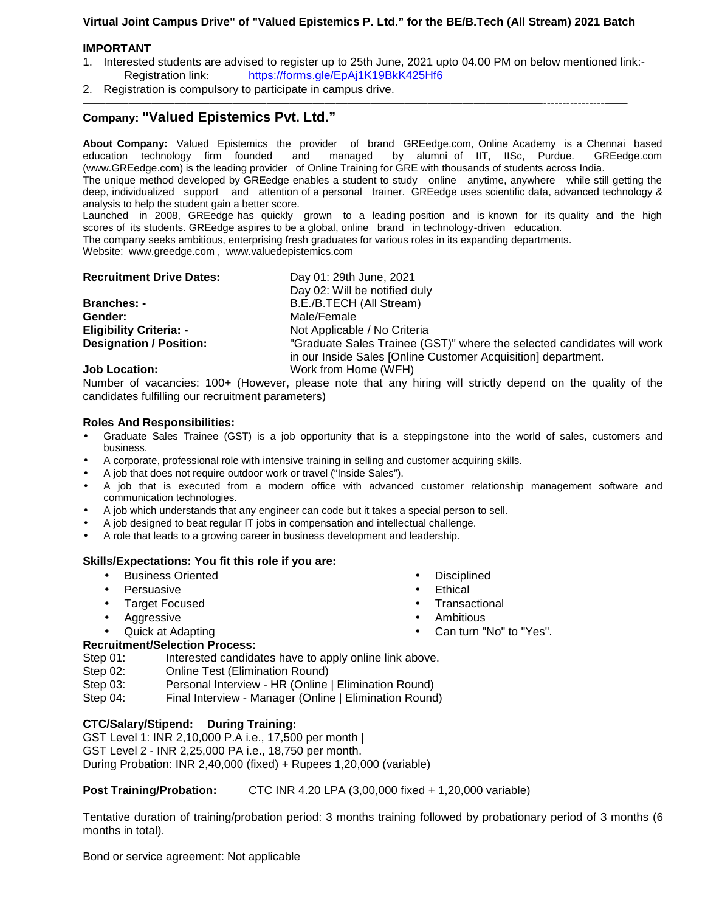**Virtual Joint Campus Drive" of "Valued Epistemics P. Ltd." for the BE/B.Tech (All Stream) 2021 Batch**

**IMPORTANT**

1. Interested students are advised to register up to 25th June, 2021 upto 04.00 PM on below mentioned link:-
   Registration link: https://forms.gle/EpAj1K19BkK425Hf6
2. Registration is compulsory to participate in campus drive.

---

## Company: "Valued Epistemics Pvt. Ltd."

**About Company:** Valued Epistemics the provider of brand GREedge.com, Online Academy is a Chennai based education technology firm founded and managed by alumni of IIT, IISc, Purdue. GREedge.com (www.GREedge.com) is the leading provider of Online Training for GRE with thousands of students across India.

The unique method developed by GREedge enables a student to study online anytime, anywhere while still getting the deep, individualized support and attention of a personal trainer. GREedge uses scientific data, advanced technology & analysis to help the student gain a better score.

Launched in 2008, GREedge has quickly grown to a leading position and is known for its quality and the high scores of its students. GREedge aspires to be a global, online brand in technology-driven education.

The company seeks ambitious, enterprising fresh graduates for various roles in its expanding departments.

Website: www.greedge.com , www.valuedepistemics.com

| | |
|---|---|
| **Recruitment Drive Dates:** | Day 01: 29th June, 2021<br>Day 02: Will be notified duly |
| **Branches: -** | B.E./B.TECH (All Stream) |
| **Gender:** | Male/Female |
| **Eligibility Criteria: -** | Not Applicable / No Criteria |
| **Designation / Position:** | "Graduate Sales Trainee (GST)" where the selected candidates will work in our Inside Sales [Online Customer Acquisition] department. |
| **Job Location:** | Work from Home (WFH) |

Number of vacancies: 100+ (However, please note that any hiring will strictly depend on the quality of the candidates fulfilling our recruitment parameters)

**Roles And Responsibilities:**

- Graduate Sales Trainee (GST) is a job opportunity that is a steppingstone into the world of sales, customers and business.
- A corporate, professional role with intensive training in selling and customer acquiring skills.
- A job that does not require outdoor work or travel ("Inside Sales").
- A job that is executed from a modern office with advanced customer relationship management software and communication technologies.
- A job which understands that any engineer can code but it takes a special person to sell.
- A job designed to beat regular IT jobs in compensation and intellectual challenge.
- A role that leads to a growing career in business development and leadership.

**Skills/Expectations: You fit this role if you are:**

- Business Oriented
- Persuasive
- Target Focused
- Aggressive
- Quick at Adapting
- Disciplined
- Ethical
- Transactional
- Ambitious
- Can turn "No" to "Yes".

**Recruitment/Selection Process:**

| | |
|---|---|
| Step 01: | Interested candidates have to apply online link above. |
| Step 02: | Online Test (Elimination Round) |
| Step 03: | Personal Interview - HR (Online \| Elimination Round) |
| Step 04: | Final Interview - Manager (Online \| Elimination Round) |

**CTC/Salary/Stipend: During Training:**

GST Level 1: INR 2,10,000 P.A i.e., 17,500 per month |
GST Level 2 - INR 2,25,000 PA i.e., 18,750 per month.
During Probation: INR 2,40,000 (fixed) + Rupees 1,20,000 (variable)

**Post Training/Probation:** CTC INR 4.20 LPA (3,00,000 fixed + 1,20,000 variable)

Tentative duration of training/probation period: 3 months training followed by probationary period of 3 months (6 months in total).

Bond or service agreement: Not applicable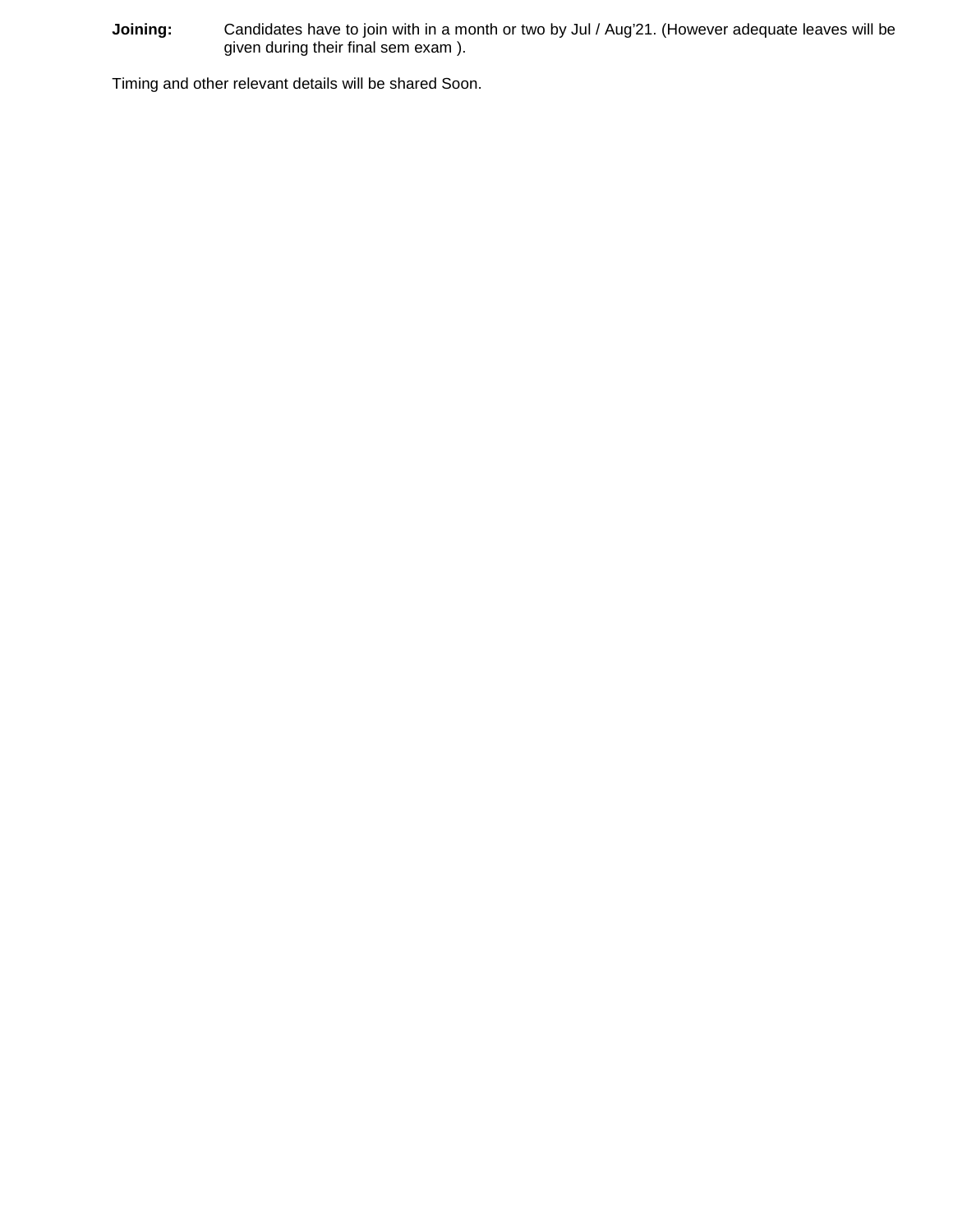**Joining:** Candidates have to join with in a month or two by Jul / Aug'21. (However adequate leaves will be given during their final sem exam ).

Timing and other relevant details will be shared Soon.